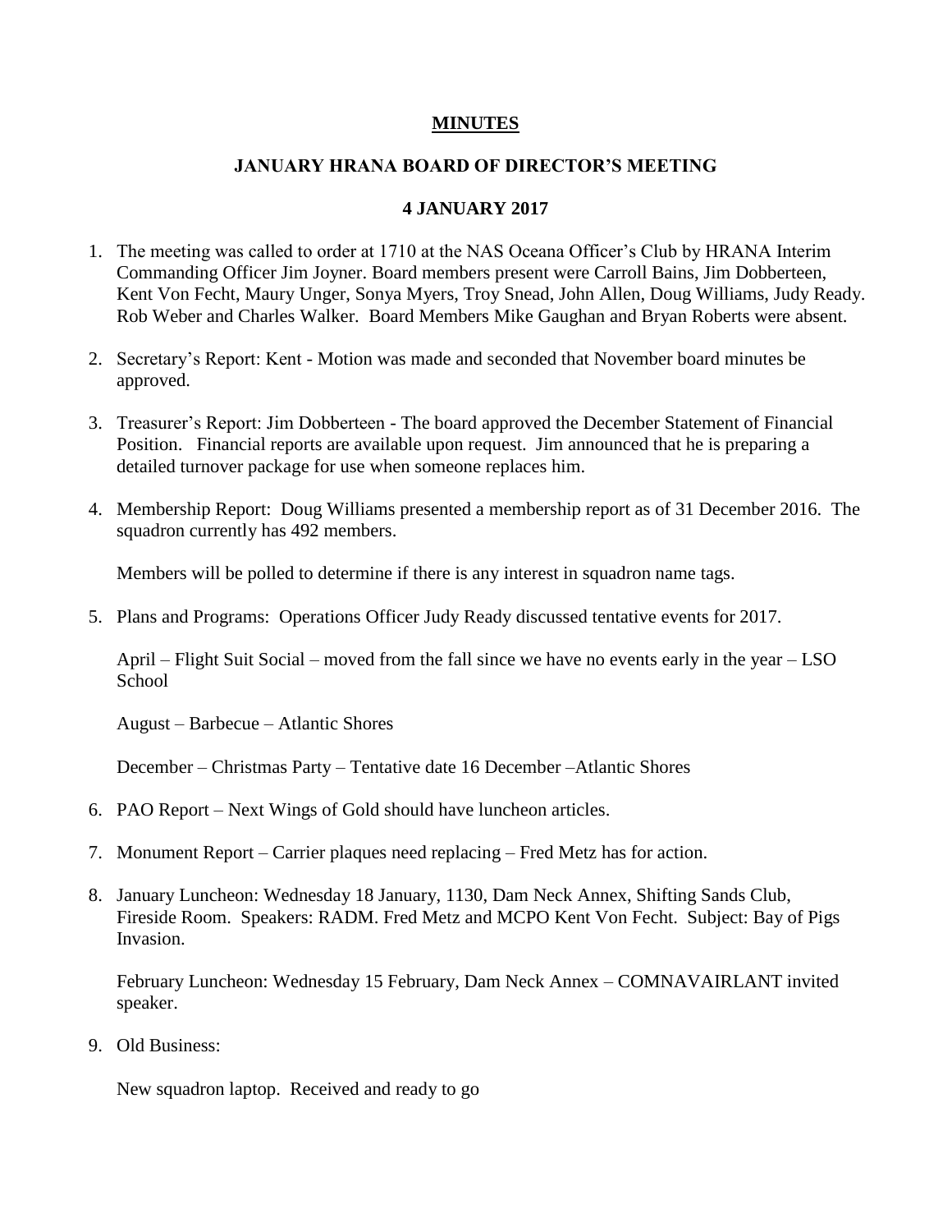**MINUTES**

**JANUARY HRANA BOARD OF DIRECTOR'S MEETING**

**4 JANUARY 2017**

1. The meeting was called to order at 1710 at the NAS Oceana Officer's Club by HRANA Interim Commanding Officer Jim Joyner. Board members present were Carroll Bains, Jim Dobberteen, Kent Von Fecht, Maury Unger, Sonya Myers, Troy Snead, John Allen, Doug Williams, Judy Ready. Rob Weber and Charles Walker. Board Members Mike Gaughan and Bryan Roberts were absent.

2. Secretary's Report: Kent - Motion was made and seconded that November board minutes be approved.

3. Treasurer's Report: Jim Dobberteen - The board approved the December Statement of Financial Position. Financial reports are available upon request. Jim announced that he is preparing a detailed turnover package for use when someone replaces him.

4. Membership Report: Doug Williams presented a membership report as of 31 December 2016. The squadron currently has 492 members.

   Members will be polled to determine if there is any interest in squadron name tags.

5. Plans and Programs: Operations Officer Judy Ready discussed tentative events for 2017.

   April – Flight Suit Social – moved from the fall since we have no events early in the year – LSO School

   August – Barbecue – Atlantic Shores

   December – Christmas Party – Tentative date 16 December –Atlantic Shores

6. PAO Report – Next Wings of Gold should have luncheon articles.

7. Monument Report – Carrier plaques need replacing – Fred Metz has for action.

8. January Luncheon: Wednesday 18 January, 1130, Dam Neck Annex, Shifting Sands Club, Fireside Room. Speakers: RADM. Fred Metz and MCPO Kent Von Fecht. Subject: Bay of Pigs Invasion.

   February Luncheon: Wednesday 15 February, Dam Neck Annex – COMNAVAIRLANT invited speaker.

9. Old Business:

   New squadron laptop. Received and ready to go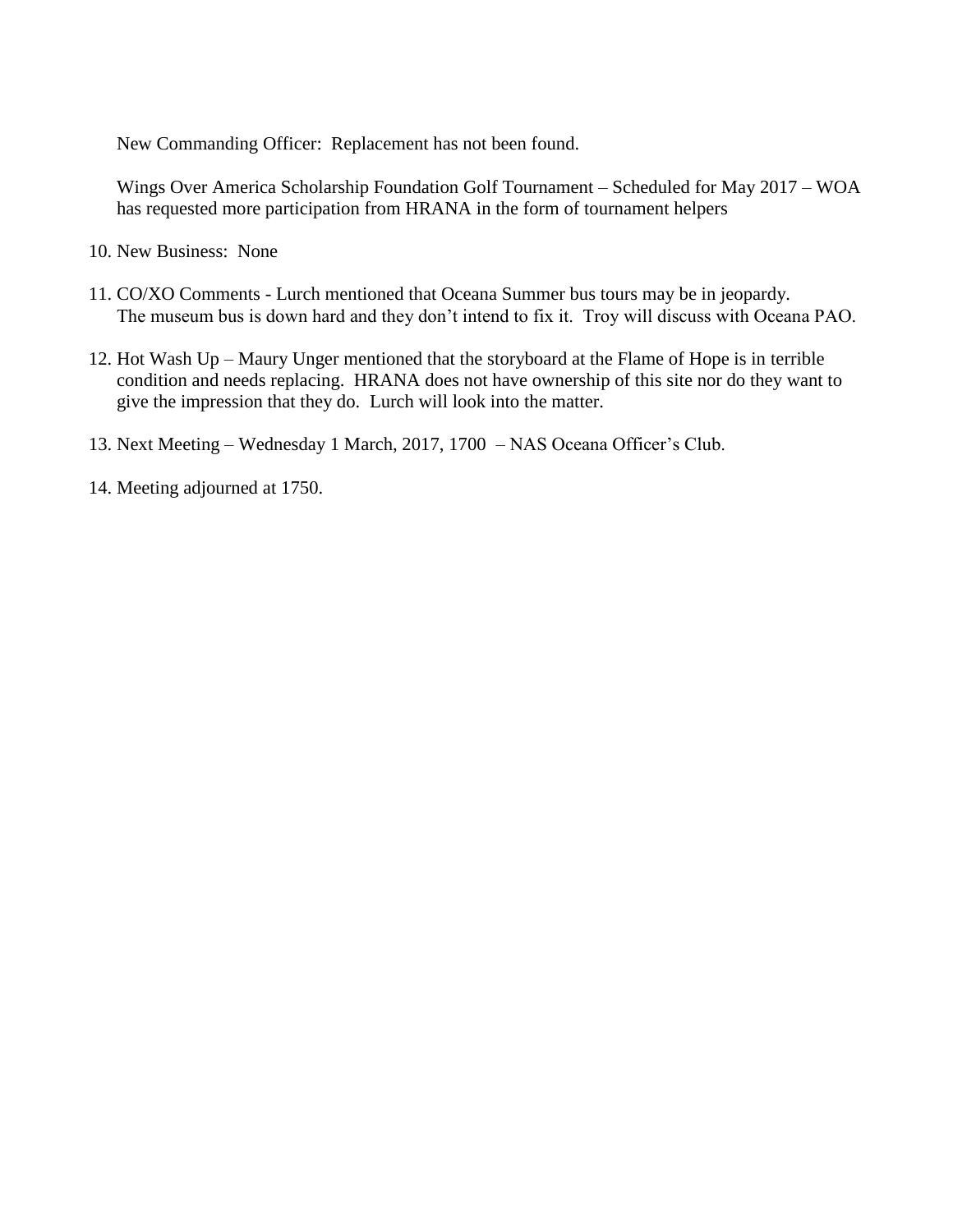New Commanding Officer: Replacement has not been found.

Wings Over America Scholarship Foundation Golf Tournament – Scheduled for May 2017 – WOA has requested more participation from HRANA in the form of tournament helpers

10. New Business: None

11. CO/XO Comments - Lurch mentioned that Oceana Summer bus tours may be in jeopardy. The museum bus is down hard and they don't intend to fix it. Troy will discuss with Oceana PAO.

12. Hot Wash Up – Maury Unger mentioned that the storyboard at the Flame of Hope is in terrible condition and needs replacing. HRANA does not have ownership of this site nor do they want to give the impression that they do. Lurch will look into the matter.

13. Next Meeting – Wednesday 1 March, 2017, 1700 – NAS Oceana Officer's Club.

14. Meeting adjourned at 1750.